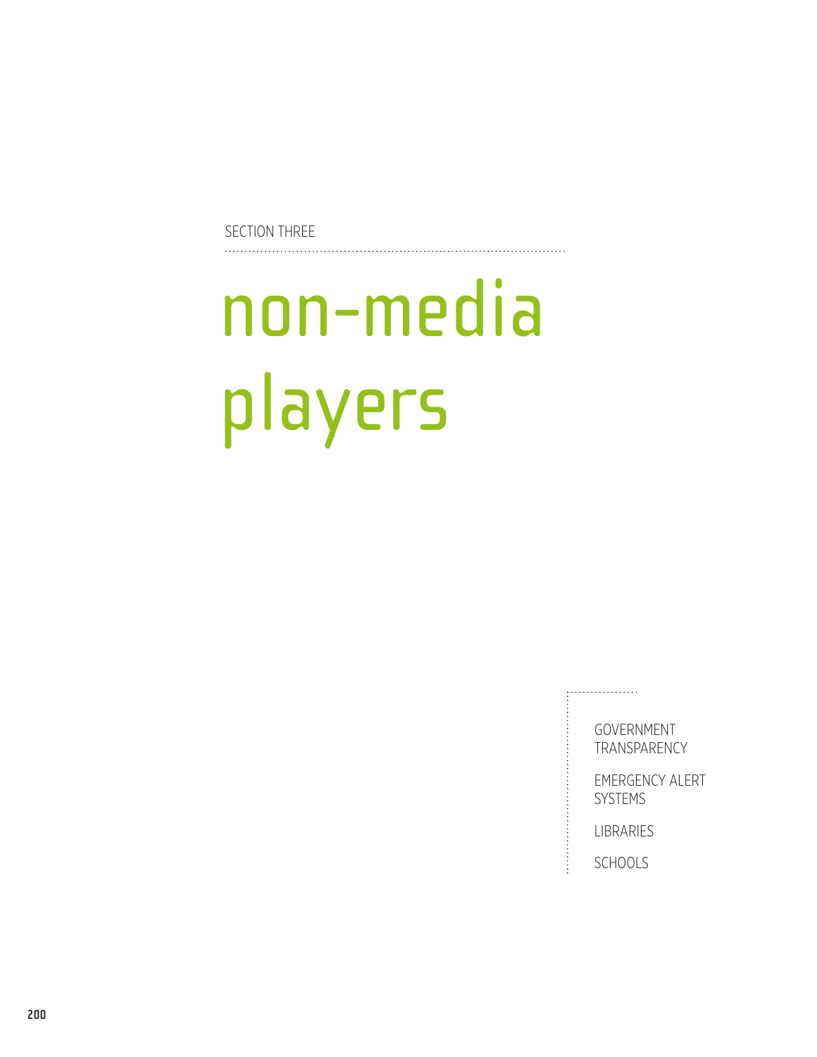SECTION THREE

# non-media players

- GOVERNMENT TRANSPARENCY
- EMERGENCY ALERT SYSTEMS
- LIBRARIES
- SCHOOLS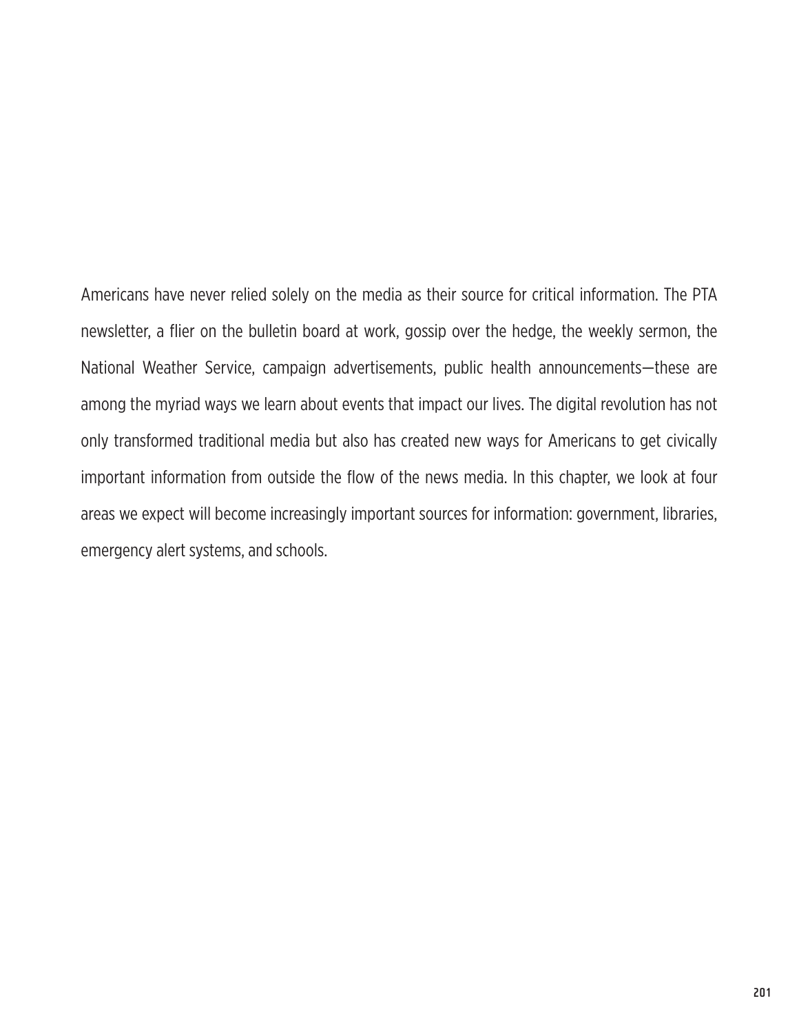Americans have never relied solely on the media as their source for critical information. The PTA newsletter, a flier on the bulletin board at work, gossip over the hedge, the weekly sermon, the National Weather Service, campaign advertisements, public health announcements—these are among the myriad ways we learn about events that impact our lives. The digital revolution has not only transformed traditional media but also has created new ways for Americans to get civically important information from outside the flow of the news media. In this chapter, we look at four areas we expect will become increasingly important sources for information: government, libraries, emergency alert systems, and schools.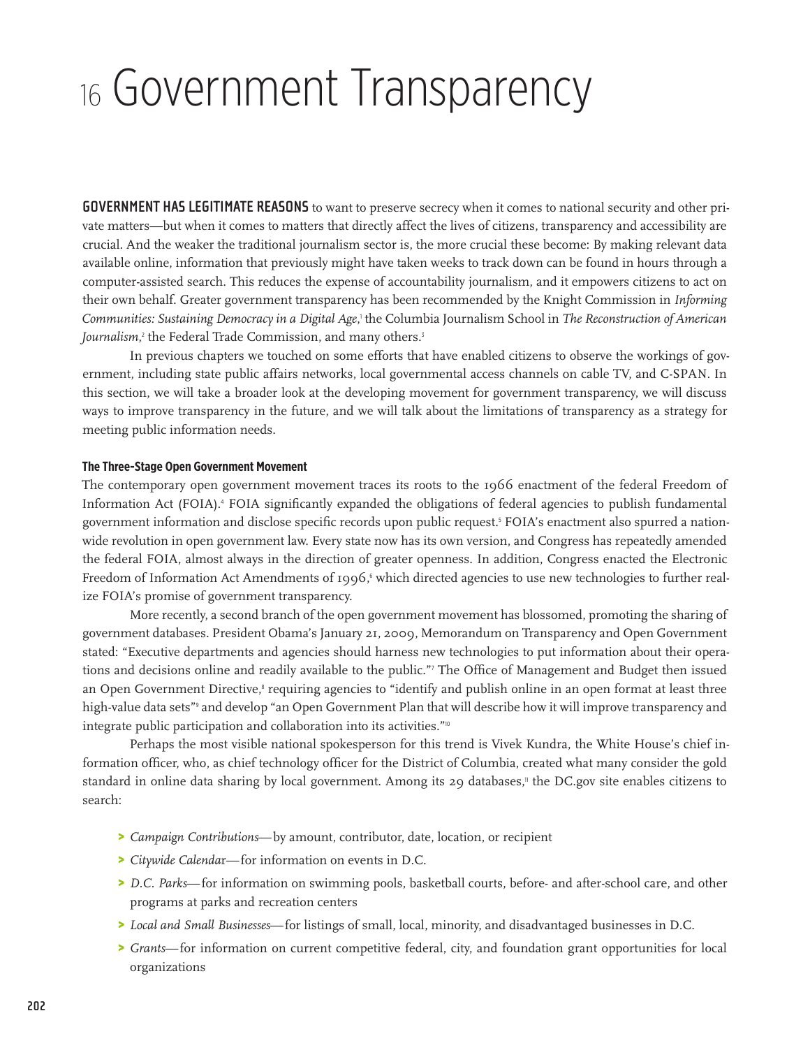# 16 Government Transparency

**GOVERNMENT HAS LEGITIMATE REASONS** to want to preserve secrecy when it comes to national security and other private matters—but when it comes to matters that directly affect the lives of citizens, transparency and accessibility are crucial. And the weaker the traditional journalism sector is, the more crucial these become: By making relevant data available online, information that previously might have taken weeks to track down can be found in hours through a computer-assisted search. This reduces the expense of accountability journalism, and it empowers citizens to act on their own behalf. Greater government transparency has been recommended by the Knight Commission in *Informing Communities: Sustaining Democracy in a Digital Age*,[1] the Columbia Journalism School in *The Reconstruction of American Journalism*,[2] the Federal Trade Commission, and many others.[3]

In previous chapters we touched on some efforts that have enabled citizens to observe the workings of government, including state public affairs networks, local governmental access channels on cable TV, and C-SPAN. In this section, we will take a broader look at the developing movement for government transparency, we will discuss ways to improve transparency in the future, and we will talk about the limitations of transparency as a strategy for meeting public information needs.

### The Three-Stage Open Government Movement

The contemporary open government movement traces its roots to the 1966 enactment of the federal Freedom of Information Act (FOIA).[4] FOIA significantly expanded the obligations of federal agencies to publish fundamental government information and disclose specific records upon public request.[5] FOIA's enactment also spurred a nationwide revolution in open government law. Every state now has its own version, and Congress has repeatedly amended the federal FOIA, almost always in the direction of greater openness. In addition, Congress enacted the Electronic Freedom of Information Act Amendments of 1996,[6] which directed agencies to use new technologies to further realize FOIA's promise of government transparency.

More recently, a second branch of the open government movement has blossomed, promoting the sharing of government databases. President Obama's January 21, 2009, Memorandum on Transparency and Open Government stated: "Executive departments and agencies should harness new technologies to put information about their operations and decisions online and readily available to the public."[7] The Office of Management and Budget then issued an Open Government Directive,[8] requiring agencies to "identify and publish online in an open format at least three high-value data sets"[9] and develop "an Open Government Plan that will describe how it will improve transparency and integrate public participation and collaboration into its activities."[10]

Perhaps the most visible national spokesperson for this trend is Vivek Kundra, the White House's chief information officer, who, as chief technology officer for the District of Columbia, created what many consider the gold standard in online data sharing by local government. Among its 29 databases,[11] the DC.gov site enables citizens to search:

- *Campaign Contributions*—by amount, contributor, date, location, or recipient
- *Citywide Calendar*—for information on events in D.C.
- *D.C. Parks*—for information on swimming pools, basketball courts, before- and after-school care, and other programs at parks and recreation centers
- *Local and Small Businesses*—for listings of small, local, minority, and disadvantaged businesses in D.C.
- *Grants*—for information on current competitive federal, city, and foundation grant opportunities for local organizations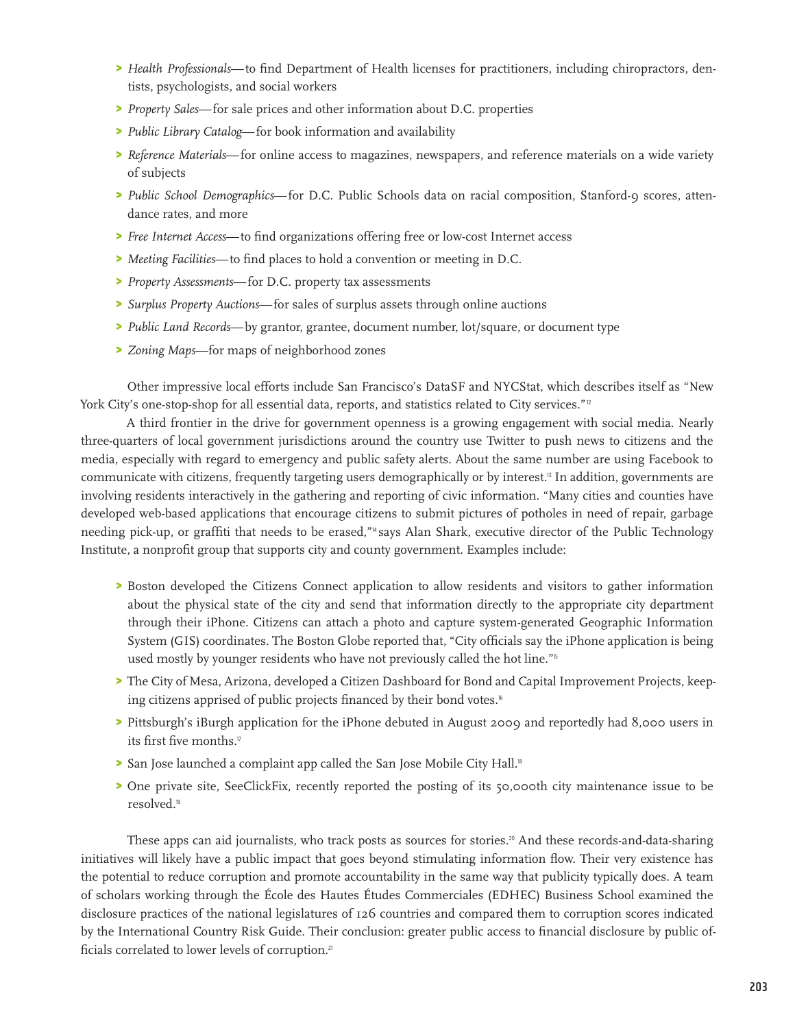- *Health Professionals*—to find Department of Health licenses for practitioners, including chiropractors, dentists, psychologists, and social workers
- *Property Sales*—for sale prices and other information about D.C. properties
- *Public Library Catalog*—for book information and availability
- *Reference Materials*—for online access to magazines, newspapers, and reference materials on a wide variety of subjects
- *Public School Demographics*—for D.C. Public Schools data on racial composition, Stanford-9 scores, attendance rates, and more
- *Free Internet Access*—to find organizations offering free or low-cost Internet access
- *Meeting Facilities*—to find places to hold a convention or meeting in D.C.
- *Property Assessments*—for D.C. property tax assessments
- *Surplus Property Auctions*—for sales of surplus assets through online auctions
- *Public Land Records*—by grantor, grantee, document number, lot/square, or document type
- *Zoning Maps*—for maps of neighborhood zones

Other impressive local efforts include San Francisco's DataSF and NYCStat, which describes itself as "New York City's one-stop-shop for all essential data, reports, and statistics related to City services."[12]

A third frontier in the drive for government openness is a growing engagement with social media. Nearly three-quarters of local government jurisdictions around the country use Twitter to push news to citizens and the media, especially with regard to emergency and public safety alerts. About the same number are using Facebook to communicate with citizens, frequently targeting users demographically or by interest.[13] In addition, governments are involving residents interactively in the gathering and reporting of civic information. "Many cities and counties have developed web-based applications that encourage citizens to submit pictures of potholes in need of repair, garbage needing pick-up, or graffiti that needs to be erased,"[14] says Alan Shark, executive director of the Public Technology Institute, a nonprofit group that supports city and county government. Examples include:

- Boston developed the Citizens Connect application to allow residents and visitors to gather information about the physical state of the city and send that information directly to the appropriate city department through their iPhone. Citizens can attach a photo and capture system-generated Geographic Information System (GIS) coordinates. The Boston Globe reported that, "City officials say the iPhone application is being used mostly by younger residents who have not previously called the hot line."[15]
- The City of Mesa, Arizona, developed a Citizen Dashboard for Bond and Capital Improvement Projects, keeping citizens apprised of public projects financed by their bond votes.[16]
- Pittsburgh's iBurgh application for the iPhone debuted in August 2009 and reportedly had 8,000 users in its first five months.[17]
- San Jose launched a complaint app called the San Jose Mobile City Hall.[18]
- One private site, SeeClickFix, recently reported the posting of its 50,000th city maintenance issue to be resolved.[19]

These apps can aid journalists, who track posts as sources for stories.[20] And these records-and-data-sharing initiatives will likely have a public impact that goes beyond stimulating information flow. Their very existence has the potential to reduce corruption and promote accountability in the same way that publicity typically does. A team of scholars working through the École des Hautes Études Commerciales (EDHEC) Business School examined the disclosure practices of the national legislatures of 126 countries and compared them to corruption scores indicated by the International Country Risk Guide. Their conclusion: greater public access to financial disclosure by public officials correlated to lower levels of corruption.[21]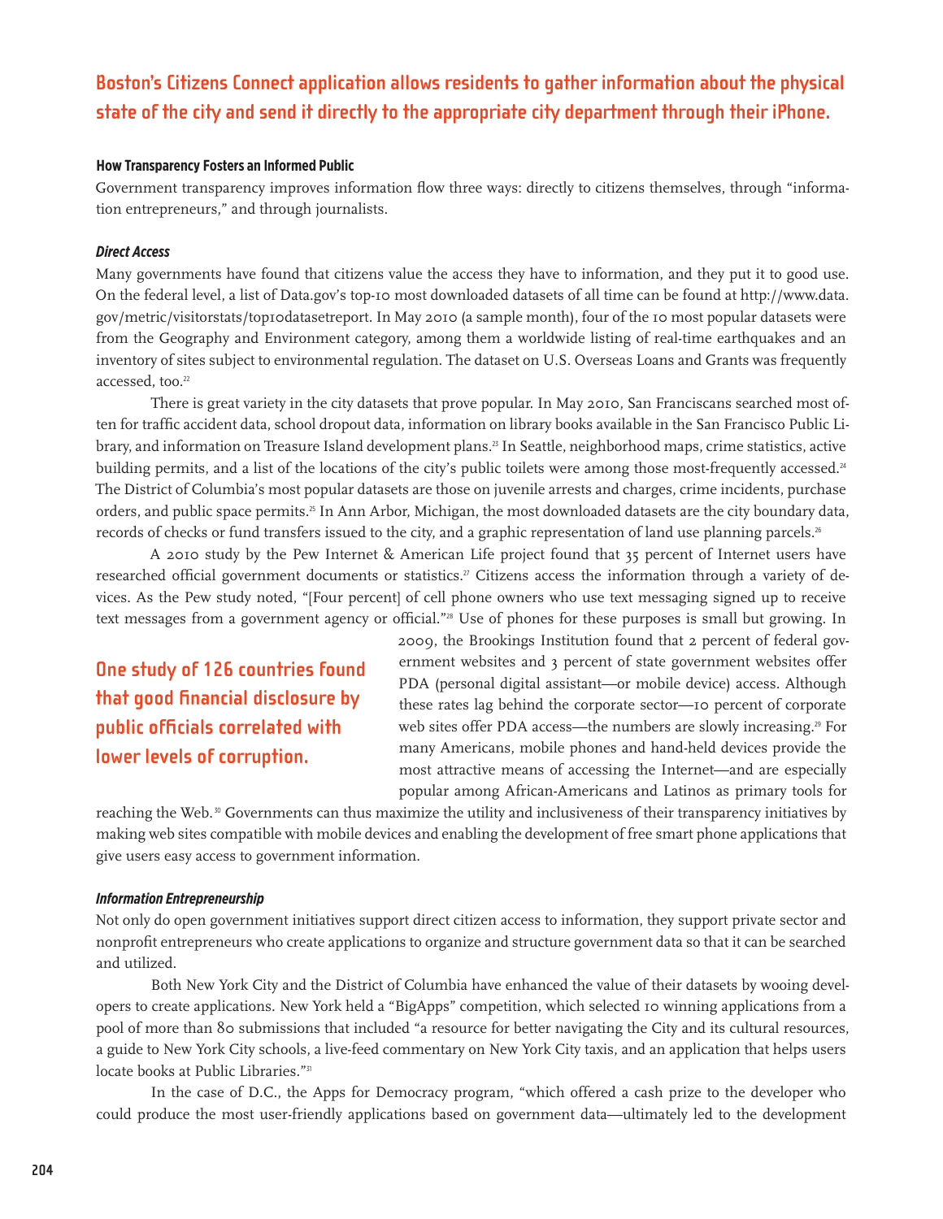**Boston's Citizens Connect application allows residents to gather information about the physical state of the city and send it directly to the appropriate city department through their iPhone.**

### How Transparency Fosters an Informed Public

Government transparency improves information flow three ways: directly to citizens themselves, through "information entrepreneurs," and through journalists.

#### *Direct Access*

Many governments have found that citizens value the access they have to information, and they put it to good use. On the federal level, a list of Data.gov's top-10 most downloaded datasets of all time can be found at http://www.data.gov/metric/visitorstats/top10datasetreport. In May 2010 (a sample month), four of the 10 most popular datasets were from the Geography and Environment category, among them a worldwide listing of real-time earthquakes and an inventory of sites subject to environmental regulation. The dataset on U.S. Overseas Loans and Grants was frequently accessed, too.[22]

There is great variety in the city datasets that prove popular. In May 2010, San Franciscans searched most often for traffic accident data, school dropout data, information on library books available in the San Francisco Public Library, and information on Treasure Island development plans.[23] In Seattle, neighborhood maps, crime statistics, active building permits, and a list of the locations of the city's public toilets were among those most-frequently accessed.[24] The District of Columbia's most popular datasets are those on juvenile arrests and charges, crime incidents, purchase orders, and public space permits.[25] In Ann Arbor, Michigan, the most downloaded datasets are the city boundary data, records of checks or fund transfers issued to the city, and a graphic representation of land use planning parcels.[26]

A 2010 study by the Pew Internet & American Life project found that 35 percent of Internet users have researched official government documents or statistics.[27] Citizens access the information through a variety of devices. As the Pew study noted, "[Four percent] of cell phone owners who use text messaging signed up to receive text messages from a government agency or official."[28] Use of phones for these purposes is small but growing. In 2009, the Brookings Institution found that 2 percent of federal government websites and 3 percent of state government websites offer PDA (personal digital assistant—or mobile device) access. Although these rates lag behind the corporate sector—10 percent of corporate web sites offer PDA access—the numbers are slowly increasing.[29] For many Americans, mobile phones and hand-held devices provide the most attractive means of accessing the Internet—and are especially popular among African-Americans and Latinos as primary tools for reaching the Web.[30] Governments can thus maximize the utility and inclusiveness of their transparency initiatives by making web sites compatible with mobile devices and enabling the development of free smart phone applications that give users easy access to government information.

**One study of 126 countries found that good financial disclosure by public officials correlated with lower levels of corruption.**

#### *Information Entrepreneurship*

Not only do open government initiatives support direct citizen access to information, they support private sector and nonprofit entrepreneurs who create applications to organize and structure government data so that it can be searched and utilized.

Both New York City and the District of Columbia have enhanced the value of their datasets by wooing developers to create applications. New York held a "BigApps" competition, which selected 10 winning applications from a pool of more than 80 submissions that included "a resource for better navigating the City and its cultural resources, a guide to New York City schools, a live-feed commentary on New York City taxis, and an application that helps users locate books at Public Libraries."[31]

In the case of D.C., the Apps for Democracy program, "which offered a cash prize to the developer who could produce the most user-friendly applications based on government data—ultimately led to the development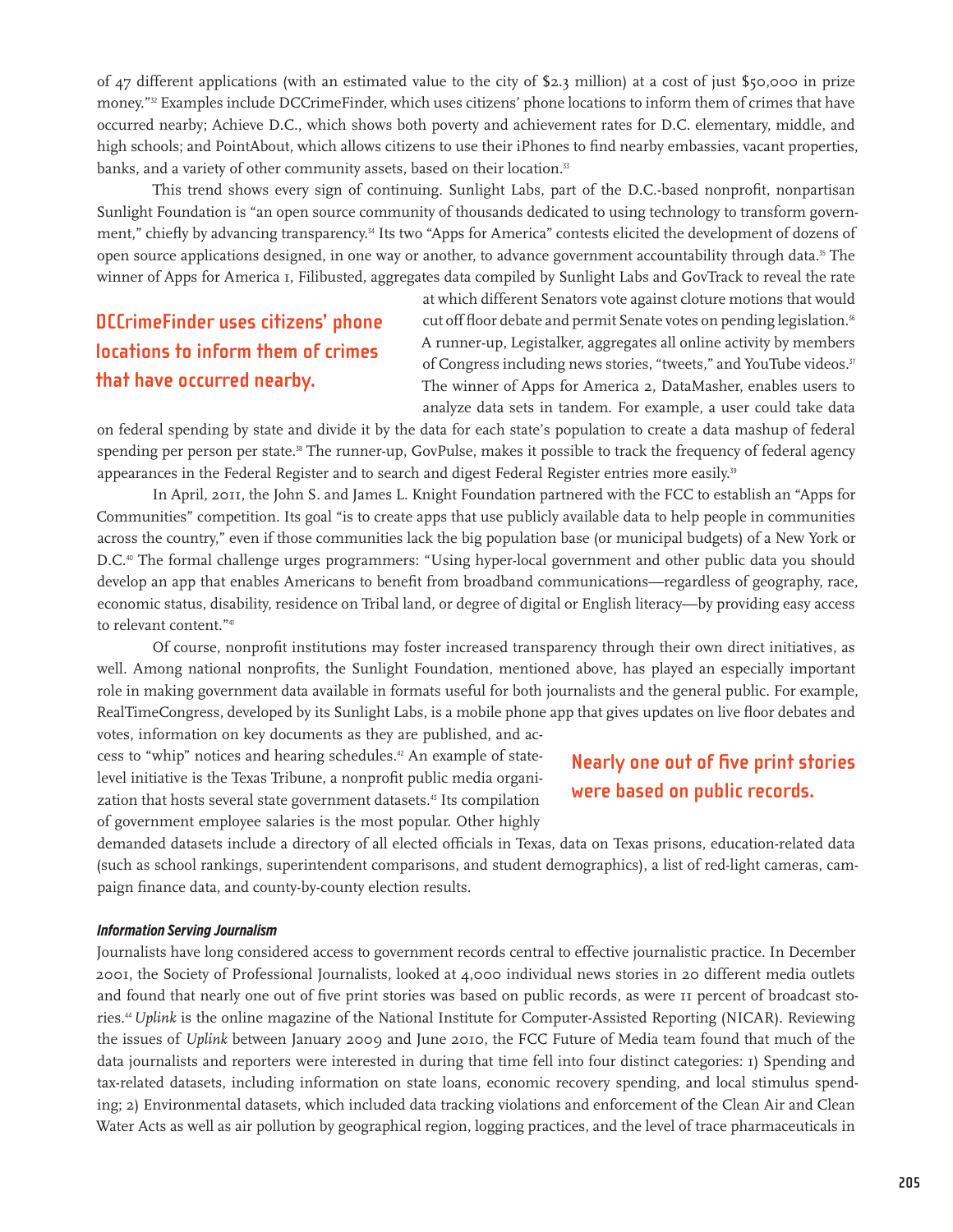of 47 different applications (with an estimated value to the city of $2.3 million) at a cost of just $50,000 in prize money."[32] Examples include DCCrimeFinder, which uses citizens' phone locations to inform them of crimes that have occurred nearby; Achieve D.C., which shows both poverty and achievement rates for D.C. elementary, middle, and high schools; and PointAbout, which allows citizens to use their iPhones to find nearby embassies, vacant properties, banks, and a variety of other community assets, based on their location.[33]

This trend shows every sign of continuing. Sunlight Labs, part of the D.C.-based nonprofit, nonpartisan Sunlight Foundation is "an open source community of thousands dedicated to using technology to transform government," chiefly by advancing transparency.[34] Its two "Apps for America" contests elicited the development of dozens of open source applications designed, in one way or another, to advance government accountability through data.[35] The winner of Apps for America 1, Filibusted, aggregates data compiled by Sunlight Labs and GovTrack to reveal the rate at which different Senators vote against cloture motions that would cut off floor debate and permit Senate votes on pending legislation.[36] A runner-up, Legistalker, aggregates all online activity by members of Congress including news stories, "tweets," and YouTube videos.[37] The winner of Apps for America 2, DataMasher, enables users to analyze data sets in tandem. For example, a user could take data on federal spending by state and divide it by the data for each state's population to create a data mashup of federal spending per person per state.[38] The runner-up, GovPulse, makes it possible to track the frequency of federal agency appearances in the Federal Register and to search and digest Federal Register entries more easily.[39]

**DCCrimeFinder uses citizens' phone locations to inform them of crimes that have occurred nearby.**

In April, 2011, the John S. and James L. Knight Foundation partnered with the FCC to establish an "Apps for Communities" competition. Its goal "is to create apps that use publicly available data to help people in communities across the country," even if those communities lack the big population base (or municipal budgets) of a New York or D.C.[40] The formal challenge urges programmers: "Using hyper-local government and other public data you should develop an app that enables Americans to benefit from broadband communications—regardless of geography, race, economic status, disability, residence on Tribal land, or degree of digital or English literacy—by providing easy access to relevant content."[41]

Of course, nonprofit institutions may foster increased transparency through their own direct initiatives, as well. Among national nonprofits, the Sunlight Foundation, mentioned above, has played an especially important role in making government data available in formats useful for both journalists and the general public. For example, RealTimeCongress, developed by its Sunlight Labs, is a mobile phone app that gives updates on live floor debates and votes, information on key documents as they are published, and access to "whip" notices and hearing schedules.[42] An example of state-level initiative is the Texas Tribune, a nonprofit public media organization that hosts several state government datasets.[43] Its compilation of government employee salaries is the most popular. Other highly demanded datasets include a directory of all elected officials in Texas, data on Texas prisons, education-related data (such as school rankings, superintendent comparisons, and student demographics), a list of red-light cameras, campaign finance data, and county-by-county election results.

**Nearly one out of five print stories were based on public records.**

#### *Information Serving Journalism*

Journalists have long considered access to government records central to effective journalistic practice. In December 2001, the Society of Professional Journalists, looked at 4,000 individual news stories in 20 different media outlets and found that nearly one out of five print stories was based on public records, as were 11 percent of broadcast stories.[44] *Uplink* is the online magazine of the National Institute for Computer-Assisted Reporting (NICAR). Reviewing the issues of *Uplink* between January 2009 and June 2010, the FCC Future of Media team found that much of the data journalists and reporters were interested in during that time fell into four distinct categories: 1) Spending and tax-related datasets, including information on state loans, economic recovery spending, and local stimulus spending; 2) Environmental datasets, which included data tracking violations and enforcement of the Clean Air and Clean Water Acts as well as air pollution by geographical region, logging practices, and the level of trace pharmaceuticals in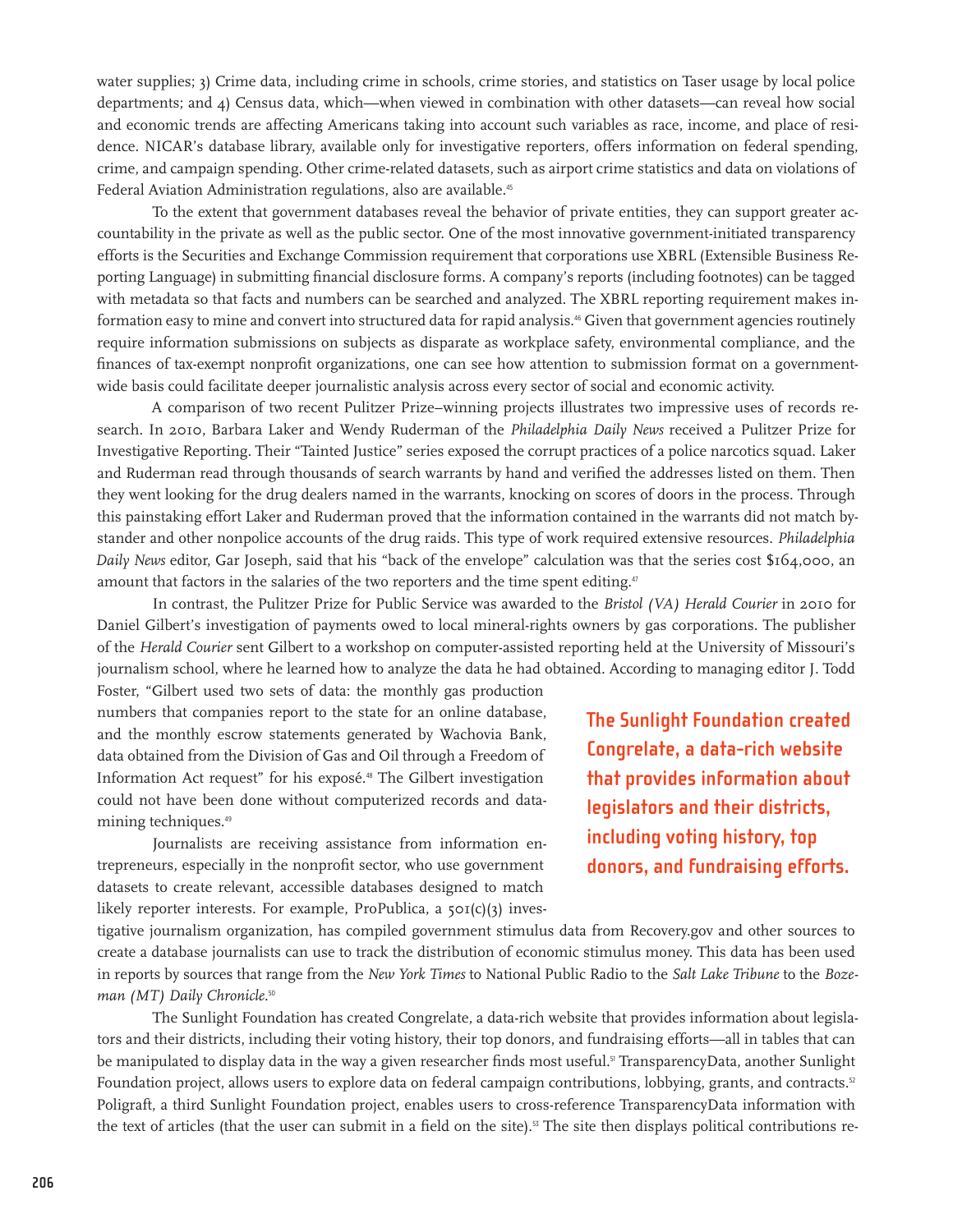water supplies; 3) Crime data, including crime in schools, crime stories, and statistics on Taser usage by local police departments; and 4) Census data, which—when viewed in combination with other datasets—can reveal how social and economic trends are affecting Americans taking into account such variables as race, income, and place of residence. NICAR's database library, available only for investigative reporters, offers information on federal spending, crime, and campaign spending. Other crime-related datasets, such as airport crime statistics and data on violations of Federal Aviation Administration regulations, also are available.[45]

To the extent that government databases reveal the behavior of private entities, they can support greater accountability in the private as well as the public sector. One of the most innovative government-initiated transparency efforts is the Securities and Exchange Commission requirement that corporations use XBRL (Extensible Business Reporting Language) in submitting financial disclosure forms. A company's reports (including footnotes) can be tagged with metadata so that facts and numbers can be searched and analyzed. The XBRL reporting requirement makes information easy to mine and convert into structured data for rapid analysis.[46] Given that government agencies routinely require information submissions on subjects as disparate as workplace safety, environmental compliance, and the finances of tax-exempt nonprofit organizations, one can see how attention to submission format on a government-wide basis could facilitate deeper journalistic analysis across every sector of social and economic activity.

A comparison of two recent Pulitzer Prize–winning projects illustrates two impressive uses of records research. In 2010, Barbara Laker and Wendy Ruderman of the *Philadelphia Daily News* received a Pulitzer Prize for Investigative Reporting. Their "Tainted Justice" series exposed the corrupt practices of a police narcotics squad. Laker and Ruderman read through thousands of search warrants by hand and verified the addresses listed on them. Then they went looking for the drug dealers named in the warrants, knocking on scores of doors in the process. Through this painstaking effort Laker and Ruderman proved that the information contained in the warrants did not match bystander and other nonpolice accounts of the drug raids. This type of work required extensive resources. *Philadelphia Daily News* editor, Gar Joseph, said that his "back of the envelope" calculation was that the series cost $164,000, an amount that factors in the salaries of the two reporters and the time spent editing.[47]

In contrast, the Pulitzer Prize for Public Service was awarded to the *Bristol (VA) Herald Courier* in 2010 for Daniel Gilbert's investigation of payments owed to local mineral-rights owners by gas corporations. The publisher of the *Herald Courier* sent Gilbert to a workshop on computer-assisted reporting held at the University of Missouri's journalism school, where he learned how to analyze the data he had obtained. According to managing editor J. Todd Foster, "Gilbert used two sets of data: the monthly gas production numbers that companies report to the state for an online database, and the monthly escrow statements generated by Wachovia Bank, data obtained from the Division of Gas and Oil through a Freedom of Information Act request" for his exposé.[48] The Gilbert investigation could not have been done without computerized records and data-mining techniques.[49]

**The Sunlight Foundation created Congrelate, a data-rich website that provides information about legislators and their districts, including voting history, top donors, and fundraising efforts.**

Journalists are receiving assistance from information entrepreneurs, especially in the nonprofit sector, who use government datasets to create relevant, accessible databases designed to match likely reporter interests. For example, ProPublica, a 501(c)(3) investigative journalism organization, has compiled government stimulus data from Recovery.gov and other sources to create a database journalists can use to track the distribution of economic stimulus money. This data has been used in reports by sources that range from the *New York Times* to National Public Radio to the *Salt Lake Tribune* to the *Bozeman (MT) Daily Chronicle*.[50]

The Sunlight Foundation has created Congrelate, a data-rich website that provides information about legislators and their districts, including their voting history, their top donors, and fundraising efforts—all in tables that can be manipulated to display data in the way a given researcher finds most useful.[51] TransparencyData, another Sunlight Foundation project, allows users to explore data on federal campaign contributions, lobbying, grants, and contracts.[52] Poligraft, a third Sunlight Foundation project, enables users to cross-reference TransparencyData information with the text of articles (that the user can submit in a field on the site).[53] The site then displays political contributions re-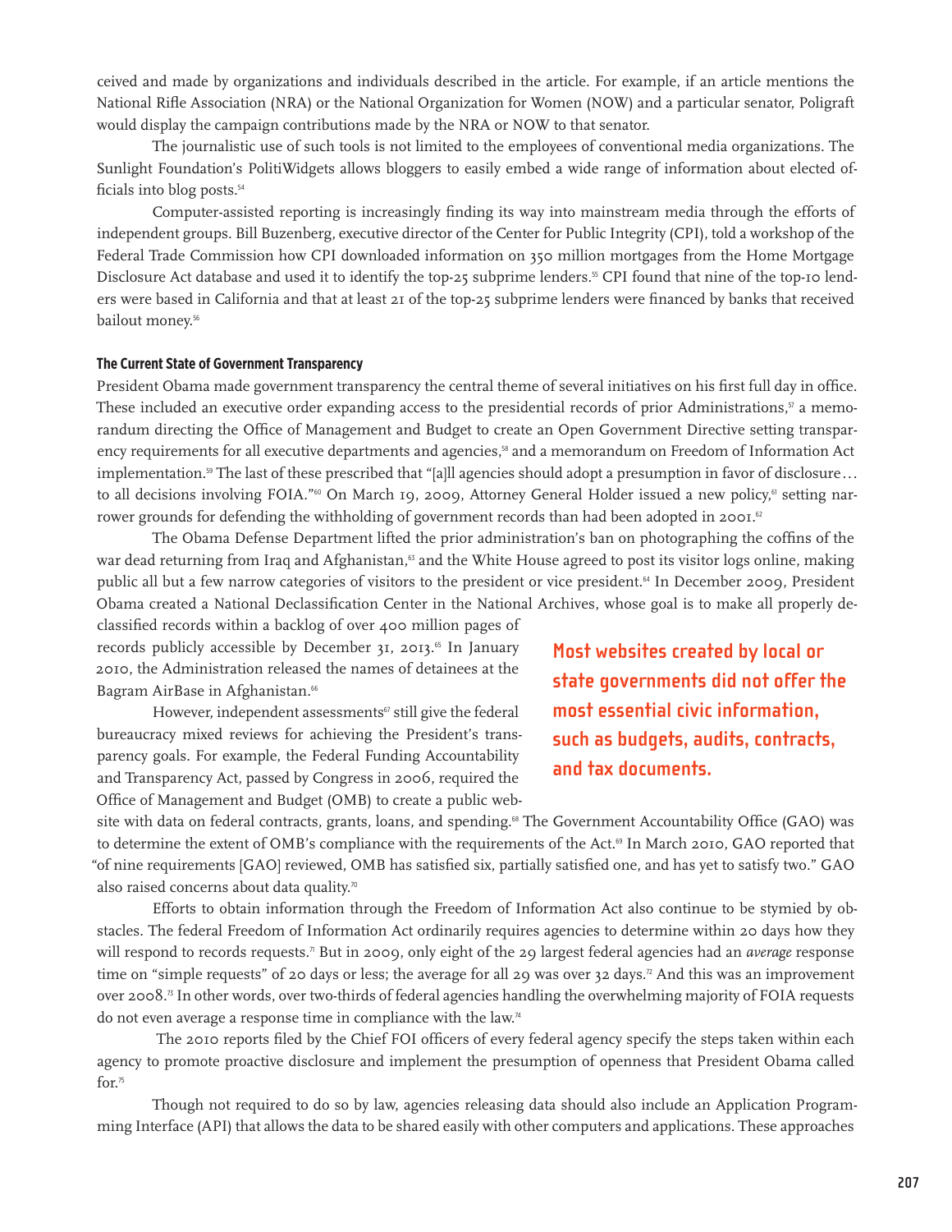ceived and made by organizations and individuals described in the article. For example, if an article mentions the National Rifle Association (NRA) or the National Organization for Women (NOW) and a particular senator, Poligraft would display the campaign contributions made by the NRA or NOW to that senator.

The journalistic use of such tools is not limited to the employees of conventional media organizations. The Sunlight Foundation's PolitiWidgets allows bloggers to easily embed a wide range of information about elected officials into blog posts.[54]

Computer-assisted reporting is increasingly finding its way into mainstream media through the efforts of independent groups. Bill Buzenberg, executive director of the Center for Public Integrity (CPI), told a workshop of the Federal Trade Commission how CPI downloaded information on 350 million mortgages from the Home Mortgage Disclosure Act database and used it to identify the top-25 subprime lenders.[55] CPI found that nine of the top-10 lenders were based in California and that at least 21 of the top-25 subprime lenders were financed by banks that received bailout money.[56]

#### The Current State of Government Transparency

President Obama made government transparency the central theme of several initiatives on his first full day in office. These included an executive order expanding access to the presidential records of prior Administrations,[57] a memorandum directing the Office of Management and Budget to create an Open Government Directive setting transparency requirements for all executive departments and agencies,[58] and a memorandum on Freedom of Information Act implementation.[59] The last of these prescribed that "[a]ll agencies should adopt a presumption in favor of disclosure… to all decisions involving FOIA."[60] On March 19, 2009, Attorney General Holder issued a new policy,[61] setting narrower grounds for defending the withholding of government records than had been adopted in 2001.[62]

The Obama Defense Department lifted the prior administration's ban on photographing the coffins of the war dead returning from Iraq and Afghanistan,[63] and the White House agreed to post its visitor logs online, making public all but a few narrow categories of visitors to the president or vice president.[64] In December 2009, President Obama created a National Declassification Center in the National Archives, whose goal is to make all properly declassified records within a backlog of over 400 million pages of records publicly accessible by December 31, 2013.[65] In January 2010, the Administration released the names of detainees at the Bagram AirBase in Afghanistan.[66]

**Most websites created by local or state governments did not offer the most essential civic information, such as budgets, audits, contracts, and tax documents.**

However, independent assessments[67] still give the federal bureaucracy mixed reviews for achieving the President's transparency goals. For example, the Federal Funding Accountability and Transparency Act, passed by Congress in 2006, required the Office of Management and Budget (OMB) to create a public website with data on federal contracts, grants, loans, and spending.[68] The Government Accountability Office (GAO) was to determine the extent of OMB's compliance with the requirements of the Act.[69] In March 2010, GAO reported that "of nine requirements [GAO] reviewed, OMB has satisfied six, partially satisfied one, and has yet to satisfy two." GAO also raised concerns about data quality.[70]

Efforts to obtain information through the Freedom of Information Act also continue to be stymied by obstacles. The federal Freedom of Information Act ordinarily requires agencies to determine within 20 days how they will respond to records requests.[71] But in 2009, only eight of the 29 largest federal agencies had an *average* response time on "simple requests" of 20 days or less; the average for all 29 was over 32 days.[72] And this was an improvement over 2008.[73] In other words, over two-thirds of federal agencies handling the overwhelming majority of FOIA requests do not even average a response time in compliance with the law.[74]

The 2010 reports filed by the Chief FOI officers of every federal agency specify the steps taken within each agency to promote proactive disclosure and implement the presumption of openness that President Obama called for.[75]

Though not required to do so by law, agencies releasing data should also include an Application Programming Interface (API) that allows the data to be shared easily with other computers and applications. These approaches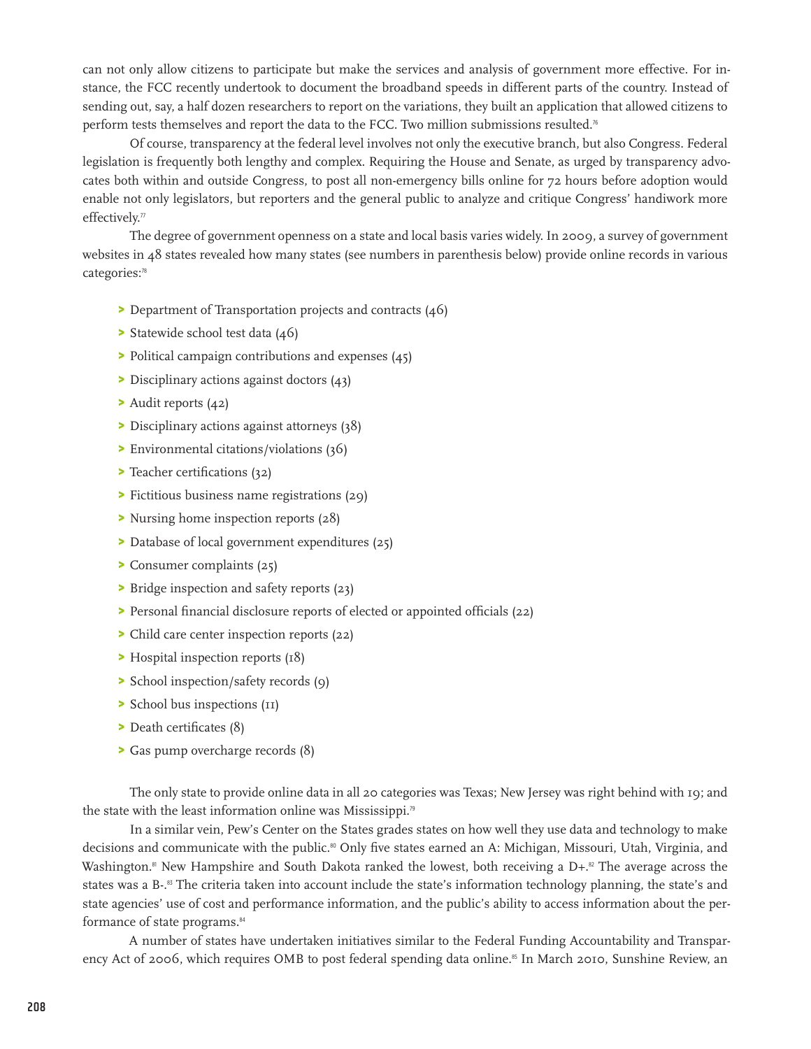can not only allow citizens to participate but make the services and analysis of government more effective. For instance, the FCC recently undertook to document the broadband speeds in different parts of the country. Instead of sending out, say, a half dozen researchers to report on the variations, they built an application that allowed citizens to perform tests themselves and report the data to the FCC. Two million submissions resulted.[76]

Of course, transparency at the federal level involves not only the executive branch, but also Congress. Federal legislation is frequently both lengthy and complex. Requiring the House and Senate, as urged by transparency advocates both within and outside Congress, to post all non-emergency bills online for 72 hours before adoption would enable not only legislators, but reporters and the general public to analyze and critique Congress' handiwork more effectively.[77]

The degree of government openness on a state and local basis varies widely. In 2009, a survey of government websites in 48 states revealed how many states (see numbers in parenthesis below) provide online records in various categories:[78]

- Department of Transportation projects and contracts (46)
- Statewide school test data (46)
- Political campaign contributions and expenses (45)
- Disciplinary actions against doctors (43)
- Audit reports (42)
- Disciplinary actions against attorneys (38)
- Environmental citations/violations (36)
- Teacher certifications (32)
- Fictitious business name registrations (29)
- Nursing home inspection reports (28)
- Database of local government expenditures (25)
- Consumer complaints (25)
- Bridge inspection and safety reports (23)
- Personal financial disclosure reports of elected or appointed officials (22)
- Child care center inspection reports (22)
- Hospital inspection reports (18)
- School inspection/safety records (9)
- School bus inspections (11)
- Death certificates (8)
- Gas pump overcharge records (8)

The only state to provide online data in all 20 categories was Texas; New Jersey was right behind with 19; and the state with the least information online was Mississippi.[79]

In a similar vein, Pew's Center on the States grades states on how well they use data and technology to make decisions and communicate with the public.[80] Only five states earned an A: Michigan, Missouri, Utah, Virginia, and Washington.[81] New Hampshire and South Dakota ranked the lowest, both receiving a D+.[82] The average across the states was a B-.[83] The criteria taken into account include the state's information technology planning, the state's and state agencies' use of cost and performance information, and the public's ability to access information about the performance of state programs.[84]

A number of states have undertaken initiatives similar to the Federal Funding Accountability and Transparency Act of 2006, which requires OMB to post federal spending data online.[85] In March 2010, Sunshine Review, an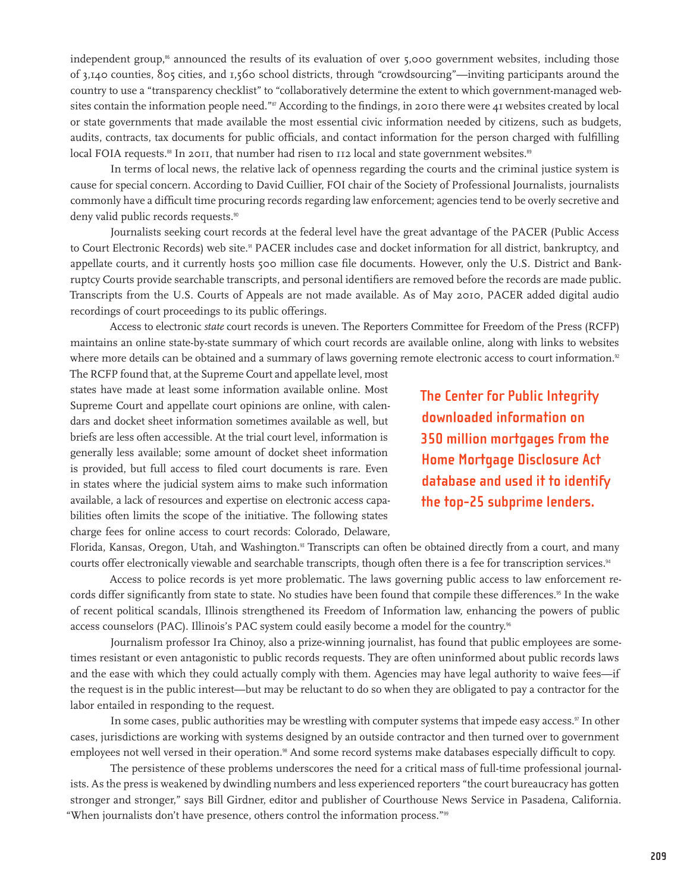independent group,[86] announced the results of its evaluation of over 5,000 government websites, including those of 3,140 counties, 805 cities, and 1,560 school districts, through "crowdsourcing"—inviting participants around the country to use a "transparency checklist" to "collaboratively determine the extent to which government-managed websites contain the information people need."[87] According to the findings, in 2010 there were 41 websites created by local or state governments that made available the most essential civic information needed by citizens, such as budgets, audits, contracts, tax documents for public officials, and contact information for the person charged with fulfilling local FOIA requests.[88] In 2011, that number had risen to 112 local and state government websites.[89]

In terms of local news, the relative lack of openness regarding the courts and the criminal justice system is cause for special concern. According to David Cuillier, FOI chair of the Society of Professional Journalists, journalists commonly have a difficult time procuring records regarding law enforcement; agencies tend to be overly secretive and deny valid public records requests.[90]

Journalists seeking court records at the federal level have the great advantage of the PACER (Public Access to Court Electronic Records) web site.[91] PACER includes case and docket information for all district, bankruptcy, and appellate courts, and it currently hosts 500 million case file documents. However, only the U.S. District and Bankruptcy Courts provide searchable transcripts, and personal identifiers are removed before the records are made public. Transcripts from the U.S. Courts of Appeals are not made available. As of May 2010, PACER added digital audio recordings of court proceedings to its public offerings.

Access to electronic *state* court records is uneven. The Reporters Committee for Freedom of the Press (RCFP) maintains an online state-by-state summary of which court records are available online, along with links to websites where more details can be obtained and a summary of laws governing remote electronic access to court information.[92] The RCFP found that, at the Supreme Court and appellate level, most states have made at least some information available online. Most Supreme Court and appellate court opinions are online, with calendars and docket sheet information sometimes available as well, but briefs are less often accessible. At the trial court level, information is generally less available; some amount of docket sheet information is provided, but full access to filed court documents is rare. Even in states where the judicial system aims to make such information available, a lack of resources and expertise on electronic access capabilities often limits the scope of the initiative. The following states charge fees for online access to court records: Colorado, Delaware, Florida, Kansas, Oregon, Utah, and Washington.[93] Transcripts can often be obtained directly from a court, and many courts offer electronically viewable and searchable transcripts, though often there is a fee for transcription services.[94]

**The Center for Public Integrity downloaded information on 350 million mortgages from the Home Mortgage Disclosure Act database and used it to identify the top-25 subprime lenders.**

Access to police records is yet more problematic. The laws governing public access to law enforcement records differ significantly from state to state. No studies have been found that compile these differences.[95] In the wake of recent political scandals, Illinois strengthened its Freedom of Information law, enhancing the powers of public access counselors (PAC). Illinois's PAC system could easily become a model for the country.[96]

Journalism professor Ira Chinoy, also a prize-winning journalist, has found that public employees are sometimes resistant or even antagonistic to public records requests. They are often uninformed about public records laws and the ease with which they could actually comply with them. Agencies may have legal authority to waive fees—if the request is in the public interest—but may be reluctant to do so when they are obligated to pay a contractor for the labor entailed in responding to the request.

In some cases, public authorities may be wrestling with computer systems that impede easy access.[97] In other cases, jurisdictions are working with systems designed by an outside contractor and then turned over to government employees not well versed in their operation.[98] And some record systems make databases especially difficult to copy.

The persistence of these problems underscores the need for a critical mass of full-time professional journalists. As the press is weakened by dwindling numbers and less experienced reporters "the court bureaucracy has gotten stronger and stronger," says Bill Girdner, editor and publisher of Courthouse News Service in Pasadena, California. "When journalists don't have presence, others control the information process."[99]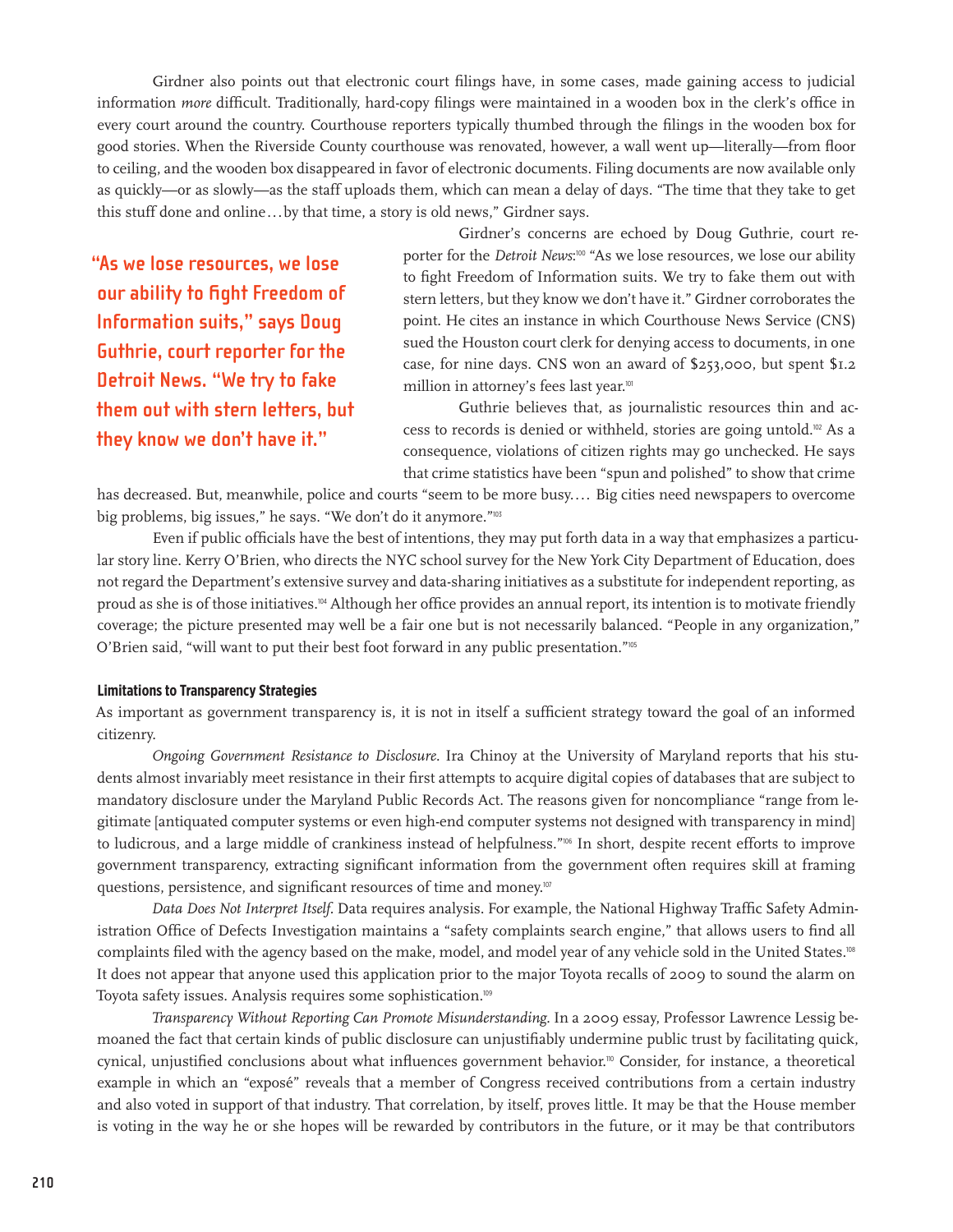Girdner also points out that electronic court filings have, in some cases, made gaining access to judicial information *more* difficult. Traditionally, hard-copy filings were maintained in a wooden box in the clerk's office in every court around the country. Courthouse reporters typically thumbed through the filings in the wooden box for good stories. When the Riverside County courthouse was renovated, however, a wall went up—literally—from floor to ceiling, and the wooden box disappeared in favor of electronic documents. Filing documents are now available only as quickly—or as slowly—as the staff uploads them, which can mean a delay of days. "The time that they take to get this stuff done and online…by that time, a story is old news," Girdner says.

Girdner's concerns are echoed by Doug Guthrie, court reporter for the *Detroit News*:[100] "As we lose resources, we lose our ability to fight Freedom of Information suits. We try to fake them out with stern letters, but they know we don't have it." Girdner corroborates the point. He cites an instance in which Courthouse News Service (CNS) sued the Houston court clerk for denying access to documents, in one case, for nine days. CNS won an award of $253,000, but spent $1.2 million in attorney's fees last year.[101]

> **"As we lose resources, we lose our ability to fight Freedom of Information suits," says Doug Guthrie, court reporter for the Detroit News. "We try to fake them out with stern letters, but they know we don't have it."**

Guthrie believes that, as journalistic resources thin and access to records is denied or withheld, stories are going untold.[102] As a consequence, violations of citizen rights may go unchecked. He says that crime statistics have been "spun and polished" to show that crime has decreased. But, meanwhile, police and courts "seem to be more busy…. Big cities need newspapers to overcome big problems, big issues," he says. "We don't do it anymore."[103]

Even if public officials have the best of intentions, they may put forth data in a way that emphasizes a particular story line. Kerry O'Brien, who directs the NYC school survey for the New York City Department of Education, does not regard the Department's extensive survey and data-sharing initiatives as a substitute for independent reporting, as proud as she is of those initiatives.[104] Although her office provides an annual report, its intention is to motivate friendly coverage; the picture presented may well be a fair one but is not necessarily balanced. "People in any organization," O'Brien said, "will want to put their best foot forward in any public presentation."[105]

#### Limitations to Transparency Strategies

As important as government transparency is, it is not in itself a sufficient strategy toward the goal of an informed citizenry.

*Ongoing Government Resistance to Disclosure.* Ira Chinoy at the University of Maryland reports that his students almost invariably meet resistance in their first attempts to acquire digital copies of databases that are subject to mandatory disclosure under the Maryland Public Records Act. The reasons given for noncompliance "range from legitimate [antiquated computer systems or even high-end computer systems not designed with transparency in mind] to ludicrous, and a large middle of crankiness instead of helpfulness."[106] In short, despite recent efforts to improve government transparency, extracting significant information from the government often requires skill at framing questions, persistence, and significant resources of time and money.[107]

*Data Does Not Interpret Itself.* Data requires analysis. For example, the National Highway Traffic Safety Administration Office of Defects Investigation maintains a "safety complaints search engine," that allows users to find all complaints filed with the agency based on the make, model, and model year of any vehicle sold in the United States.[108] It does not appear that anyone used this application prior to the major Toyota recalls of 2009 to sound the alarm on Toyota safety issues. Analysis requires some sophistication.[109]

*Transparency Without Reporting Can Promote Misunderstanding.* In a 2009 essay, Professor Lawrence Lessig bemoaned the fact that certain kinds of public disclosure can unjustifiably undermine public trust by facilitating quick, cynical, unjustified conclusions about what influences government behavior.[110] Consider, for instance, a theoretical example in which an "exposé" reveals that a member of Congress received contributions from a certain industry and also voted in support of that industry. That correlation, by itself, proves little. It may be that the House member is voting in the way he or she hopes will be rewarded by contributors in the future, or it may be that contributors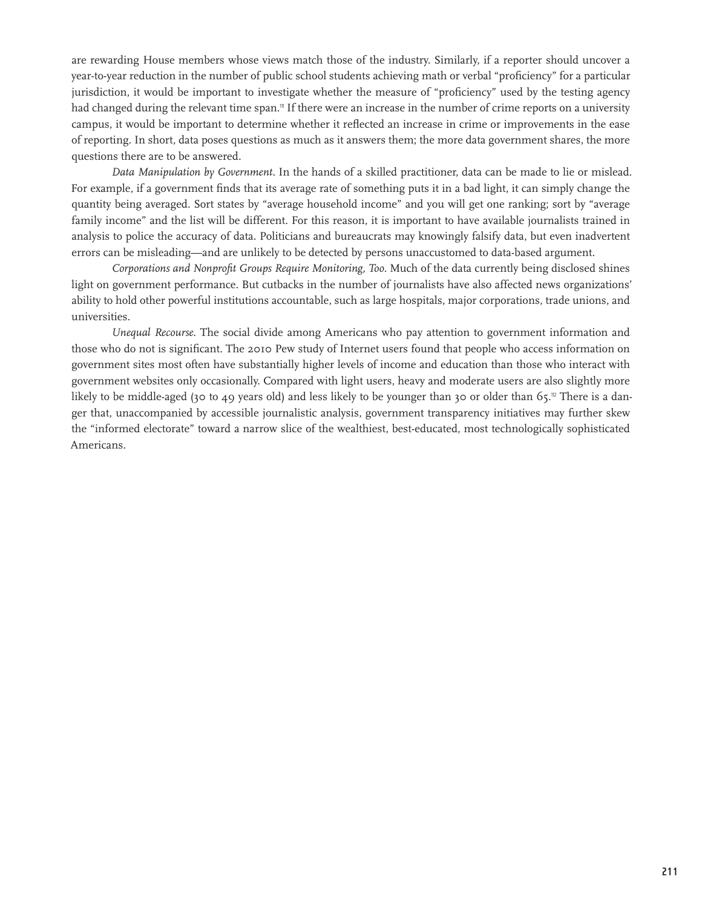are rewarding House members whose views match those of the industry. Similarly, if a reporter should uncover a year-to-year reduction in the number of public school students achieving math or verbal "proficiency" for a particular jurisdiction, it would be important to investigate whether the measure of "proficiency" used by the testing agency had changed during the relevant time span.[111] If there were an increase in the number of crime reports on a university campus, it would be important to determine whether it reflected an increase in crime or improvements in the ease of reporting. In short, data poses questions as much as it answers them; the more data government shares, the more questions there are to be answered.

*Data Manipulation by Government.* In the hands of a skilled practitioner, data can be made to lie or mislead. For example, if a government finds that its average rate of something puts it in a bad light, it can simply change the quantity being averaged. Sort states by "average household income" and you will get one ranking; sort by "average family income" and the list will be different. For this reason, it is important to have available journalists trained in analysis to police the accuracy of data. Politicians and bureaucrats may knowingly falsify data, but even inadvertent errors can be misleading—and are unlikely to be detected by persons unaccustomed to data-based argument.

*Corporations and Nonprofit Groups Require Monitoring, Too.* Much of the data currently being disclosed shines light on government performance. But cutbacks in the number of journalists have also affected news organizations' ability to hold other powerful institutions accountable, such as large hospitals, major corporations, trade unions, and universities.

*Unequal Recourse.* The social divide among Americans who pay attention to government information and those who do not is significant. The 2010 Pew study of Internet users found that people who access information on government sites most often have substantially higher levels of income and education than those who interact with government websites only occasionally. Compared with light users, heavy and moderate users are also slightly more likely to be middle-aged (30 to 49 years old) and less likely to be younger than 30 or older than 65.[112] There is a danger that, unaccompanied by accessible journalistic analysis, government transparency initiatives may further skew the "informed electorate" toward a narrow slice of the wealthiest, best-educated, most technologically sophisticated Americans.